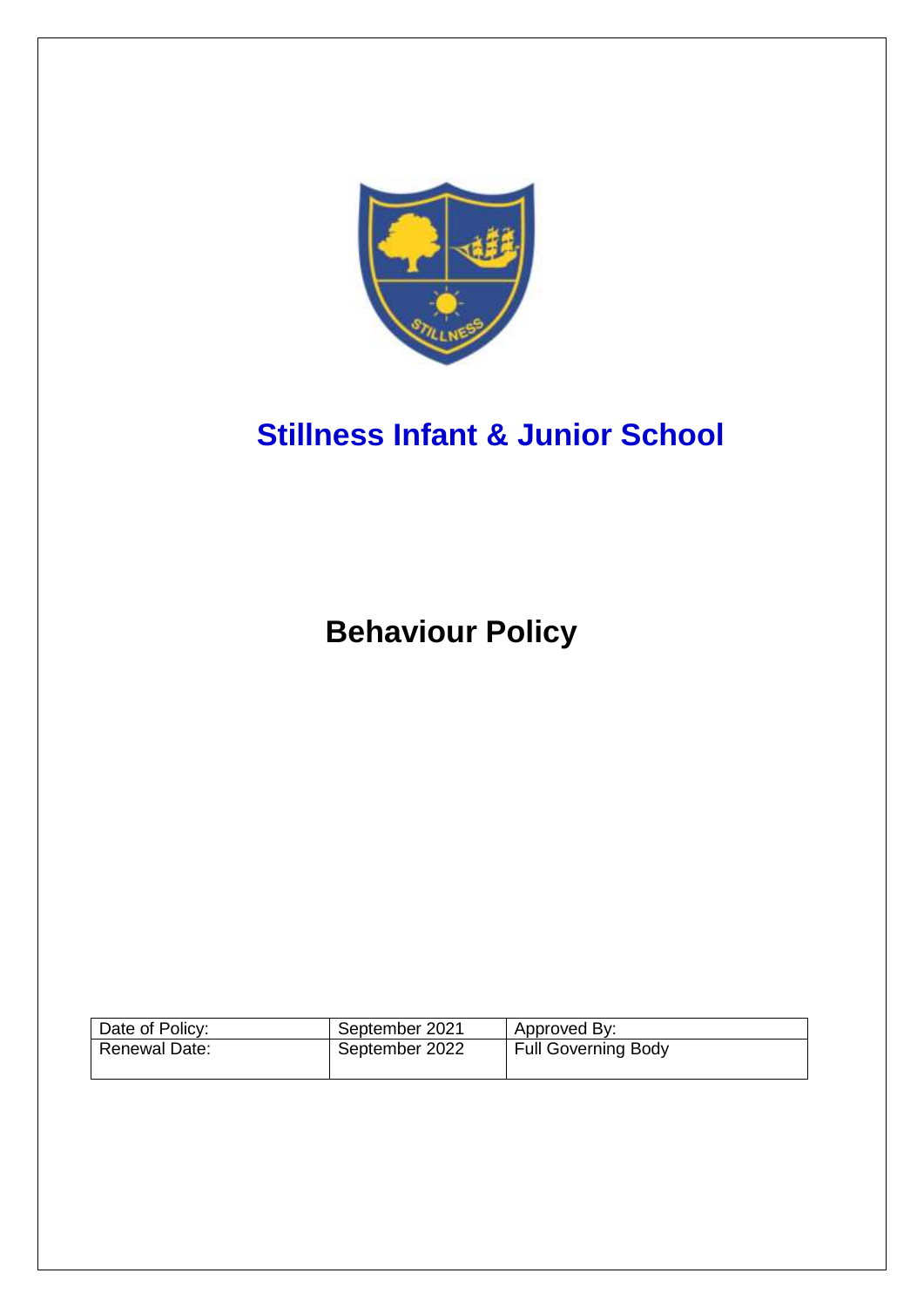# Stillness Infant & Junior School

# Behaviour Policy

| Date of Policy: | September 2021 | Approved By: |
|---|---|---|
| Renewal Date: | September 2022 | Full Governing Body |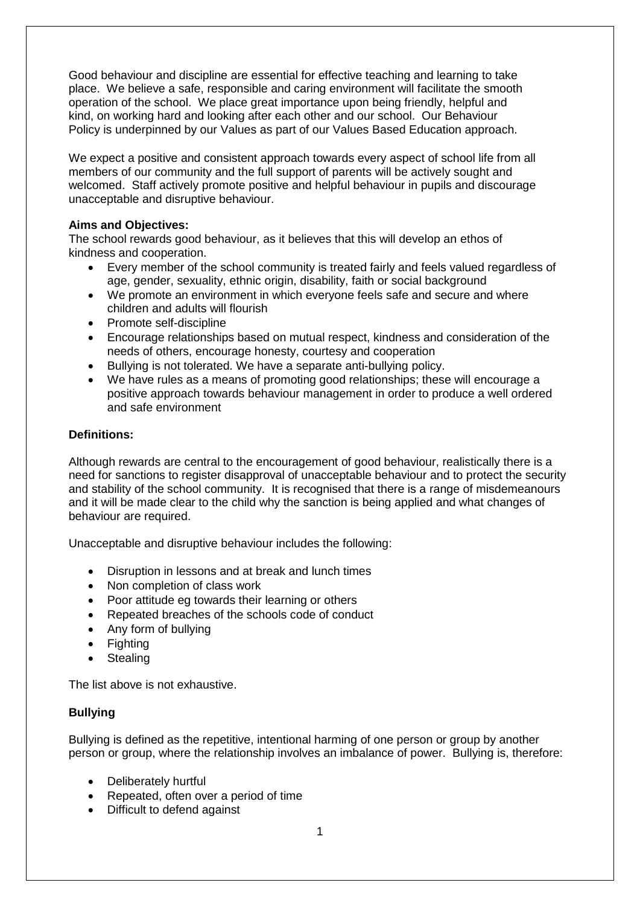Good behaviour and discipline are essential for effective teaching and learning to take place. We believe a safe, responsible and caring environment will facilitate the smooth operation of the school. We place great importance upon being friendly, helpful and kind, on working hard and looking after each other and our school. Our Behaviour Policy is underpinned by our Values as part of our Values Based Education approach.

We expect a positive and consistent approach towards every aspect of school life from all members of our community and the full support of parents will be actively sought and welcomed. Staff actively promote positive and helpful behaviour in pupils and discourage unacceptable and disruptive behaviour.

**Aims and Objectives:**

The school rewards good behaviour, as it believes that this will develop an ethos of kindness and cooperation.

- Every member of the school community is treated fairly and feels valued regardless of age, gender, sexuality, ethnic origin, disability, faith or social background
- We promote an environment in which everyone feels safe and secure and where children and adults will flourish
- Promote self-discipline
- Encourage relationships based on mutual respect, kindness and consideration of the needs of others, encourage honesty, courtesy and cooperation
- Bullying is not tolerated. We have a separate anti-bullying policy.
- We have rules as a means of promoting good relationships; these will encourage a positive approach towards behaviour management in order to produce a well ordered and safe environment

**Definitions:**

Although rewards are central to the encouragement of good behaviour, realistically there is a need for sanctions to register disapproval of unacceptable behaviour and to protect the security and stability of the school community. It is recognised that there is a range of misdemeanours and it will be made clear to the child why the sanction is being applied and what changes of behaviour are required.

Unacceptable and disruptive behaviour includes the following:

- Disruption in lessons and at break and lunch times
- Non completion of class work
- Poor attitude eg towards their learning or others
- Repeated breaches of the schools code of conduct
- Any form of bullying
- Fighting
- Stealing

The list above is not exhaustive.

**Bullying**

Bullying is defined as the repetitive, intentional harming of one person or group by another person or group, where the relationship involves an imbalance of power. Bullying is, therefore:

- Deliberately hurtful
- Repeated, often over a period of time
- Difficult to defend against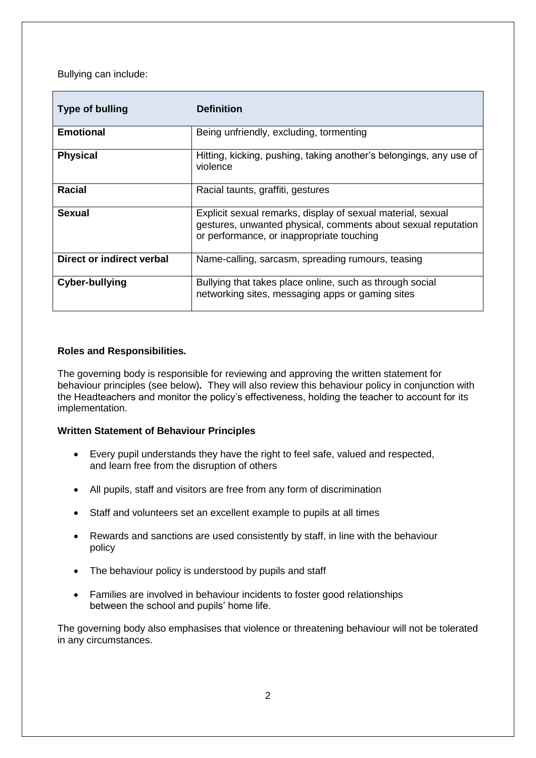Bullying can include:

| Type of bulling | Definition |
| --- | --- |
| **Emotional** | Being unfriendly, excluding, tormenting |
| **Physical** | Hitting, kicking, pushing, taking another's belongings, any use of violence |
| **Racial** | Racial taunts, graffiti, gestures |
| **Sexual** | Explicit sexual remarks, display of sexual material, sexual gestures, unwanted physical, comments about sexual reputation or performance, or inappropriate touching |
| **Direct or indirect verbal** | Name-calling, sarcasm, spreading rumours, teasing |
| **Cyber-bullying** | Bullying that takes place online, such as through social networking sites, messaging apps or gaming sites |

**Roles and Responsibilities.**

The governing body is responsible for reviewing and approving the written statement for behaviour principles (see below)*.* They will also review this behaviour policy in conjunction with the Headteachers and monitor the policy's effectiveness, holding the teacher to account for its implementation.

**Written Statement of Behaviour Principles**

- Every pupil understands they have the right to feel safe, valued and respected, and learn free from the disruption of others
- All pupils, staff and visitors are free from any form of discrimination
- Staff and volunteers set an excellent example to pupils at all times
- Rewards and sanctions are used consistently by staff, in line with the behaviour policy
- The behaviour policy is understood by pupils and staff
- Families are involved in behaviour incidents to foster good relationships between the school and pupils' home life.

The governing body also emphasises that violence or threatening behaviour will not be tolerated in any circumstances.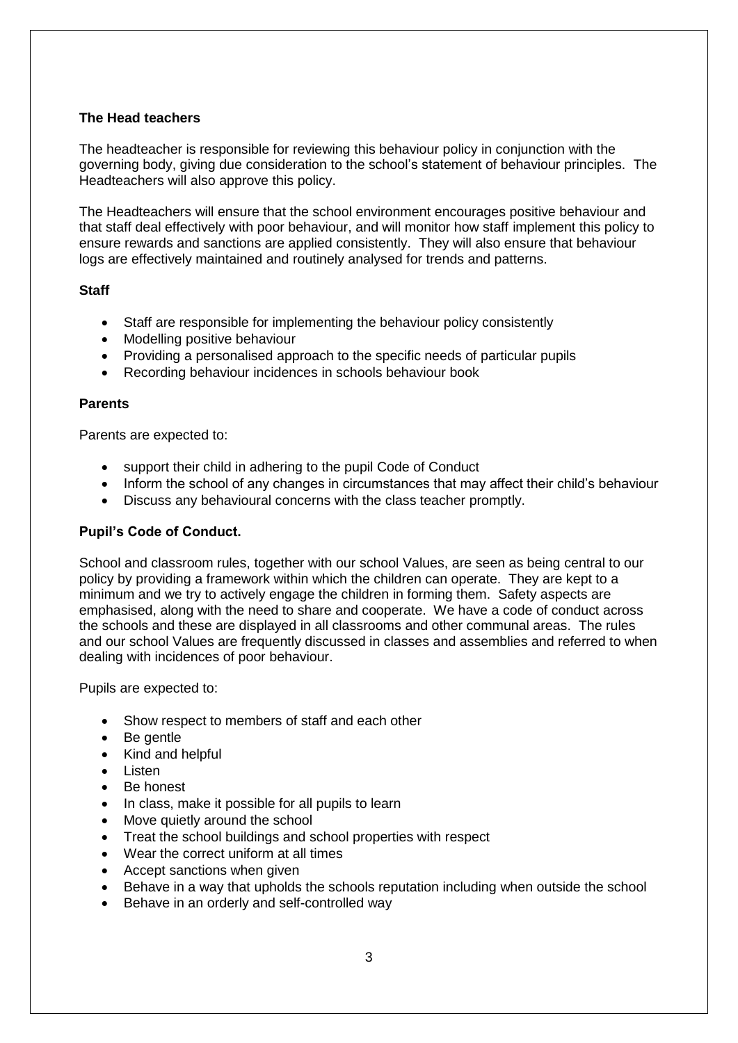**The Head teachers**

The headteacher is responsible for reviewing this behaviour policy in conjunction with the governing body, giving due consideration to the school's statement of behaviour principles. The Headteachers will also approve this policy.

The Headteachers will ensure that the school environment encourages positive behaviour and that staff deal effectively with poor behaviour, and will monitor how staff implement this policy to ensure rewards and sanctions are applied consistently. They will also ensure that behaviour logs are effectively maintained and routinely analysed for trends and patterns.

**Staff**

- Staff are responsible for implementing the behaviour policy consistently
- Modelling positive behaviour
- Providing a personalised approach to the specific needs of particular pupils
- Recording behaviour incidences in schools behaviour book

**Parents**

Parents are expected to:

- support their child in adhering to the pupil Code of Conduct
- Inform the school of any changes in circumstances that may affect their child's behaviour
- Discuss any behavioural concerns with the class teacher promptly.

**Pupil's Code of Conduct.**

School and classroom rules, together with our school Values, are seen as being central to our policy by providing a framework within which the children can operate. They are kept to a minimum and we try to actively engage the children in forming them. Safety aspects are emphasised, along with the need to share and cooperate. We have a code of conduct across the schools and these are displayed in all classrooms and other communal areas. The rules and our school Values are frequently discussed in classes and assemblies and referred to when dealing with incidences of poor behaviour.

Pupils are expected to:

- Show respect to members of staff and each other
- Be gentle
- Kind and helpful
- Listen
- Be honest
- In class, make it possible for all pupils to learn
- Move quietly around the school
- Treat the school buildings and school properties with respect
- Wear the correct uniform at all times
- Accept sanctions when given
- Behave in a way that upholds the schools reputation including when outside the school
- Behave in an orderly and self-controlled way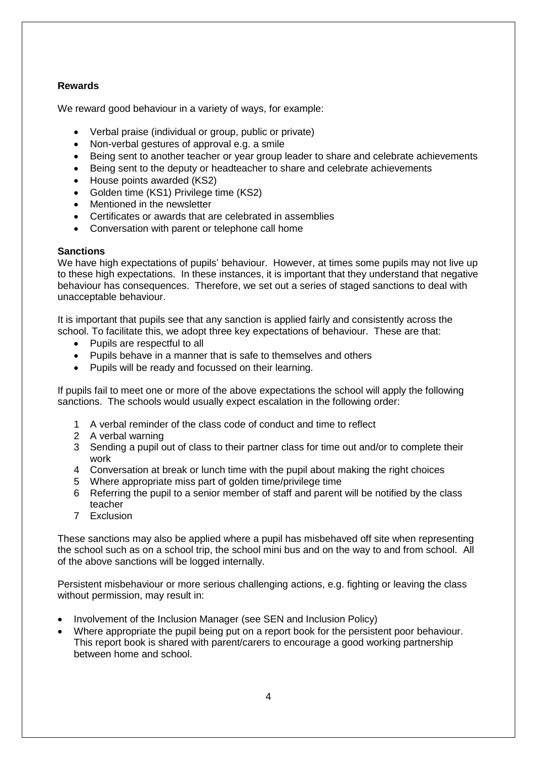**Rewards**

We reward good behaviour in a variety of ways, for example:

- Verbal praise (individual or group, public or private)
- Non-verbal gestures of approval e.g. a smile
- Being sent to another teacher or year group leader to share and celebrate achievements
- Being sent to the deputy or headteacher to share and celebrate achievements
- House points awarded (KS2)
- Golden time (KS1) Privilege time (KS2)
- Mentioned in the newsletter
- Certificates or awards that are celebrated in assemblies
- Conversation with parent or telephone call home

**Sanctions**

We have high expectations of pupils' behaviour. However, at times some pupils may not live up to these high expectations. In these instances, it is important that they understand that negative behaviour has consequences. Therefore, we set out a series of staged sanctions to deal with unacceptable behaviour.

It is important that pupils see that any sanction is applied fairly and consistently across the school. To facilitate this, we adopt three key expectations of behaviour. These are that:

- Pupils are respectful to all
- Pupils behave in a manner that is safe to themselves and others
- Pupils will be ready and focussed on their learning.

If pupils fail to meet one or more of the above expectations the school will apply the following sanctions. The schools would usually expect escalation in the following order:

1. A verbal reminder of the class code of conduct and time to reflect
2. A verbal warning
3. Sending a pupil out of class to their partner class for time out and/or to complete their work
4. Conversation at break or lunch time with the pupil about making the right choices
5. Where appropriate miss part of golden time/privilege time
6. Referring the pupil to a senior member of staff and parent will be notified by the class teacher
7. Exclusion

These sanctions may also be applied where a pupil has misbehaved off site when representing the school such as on a school trip, the school mini bus and on the way to and from school. All of the above sanctions will be logged internally.

Persistent misbehaviour or more serious challenging actions, e.g. fighting or leaving the class without permission, may result in:

- Involvement of the Inclusion Manager (see SEN and Inclusion Policy)
- Where appropriate the pupil being put on a report book for the persistent poor behaviour. This report book is shared with parent/carers to encourage a good working partnership between home and school.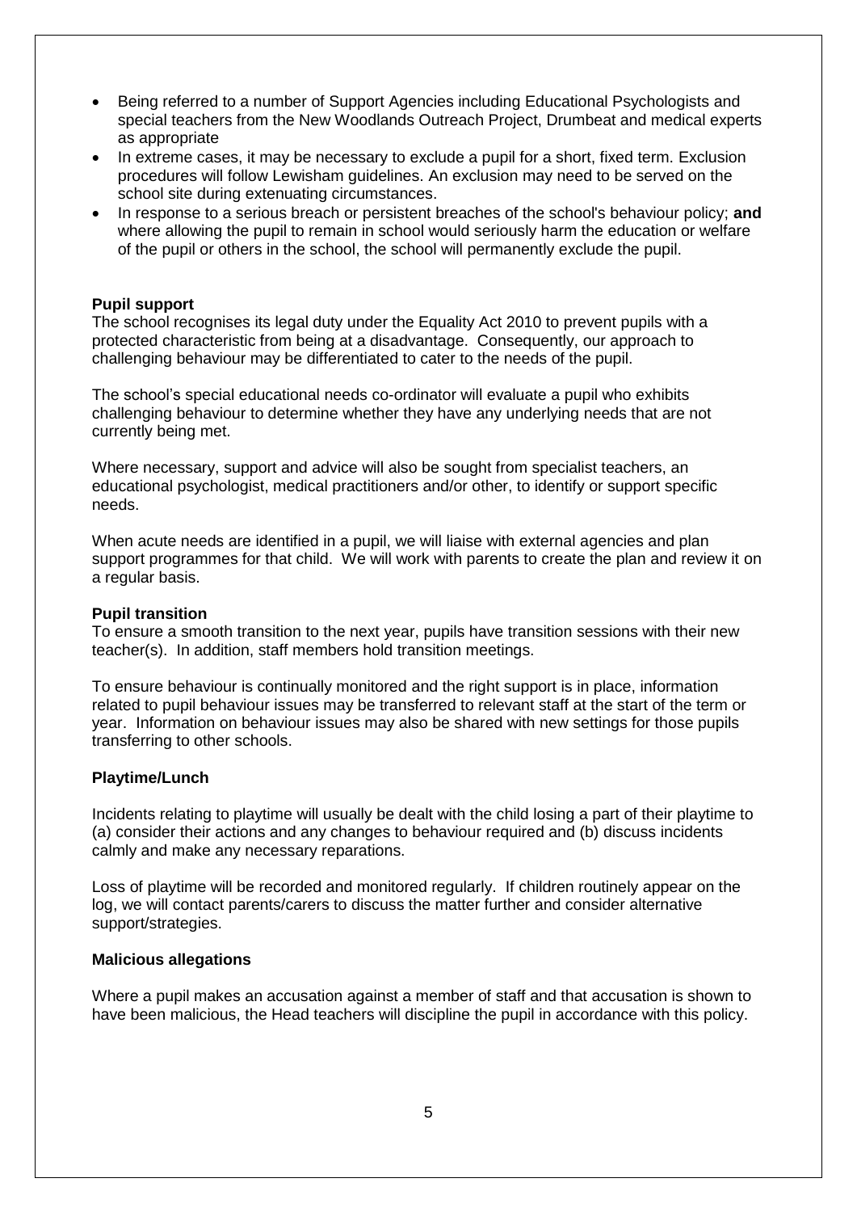- Being referred to a number of Support Agencies including Educational Psychologists and special teachers from the New Woodlands Outreach Project, Drumbeat and medical experts as appropriate
- In extreme cases, it may be necessary to exclude a pupil for a short, fixed term. Exclusion procedures will follow Lewisham guidelines. An exclusion may need to be served on the school site during extenuating circumstances.
- In response to a serious breach or persistent breaches of the school's behaviour policy; **and** where allowing the pupil to remain in school would seriously harm the education or welfare of the pupil or others in the school, the school will permanently exclude the pupil.

**Pupil support**

The school recognises its legal duty under the Equality Act 2010 to prevent pupils with a protected characteristic from being at a disadvantage. Consequently, our approach to challenging behaviour may be differentiated to cater to the needs of the pupil.

The school's special educational needs co-ordinator will evaluate a pupil who exhibits challenging behaviour to determine whether they have any underlying needs that are not currently being met.

Where necessary, support and advice will also be sought from specialist teachers, an educational psychologist, medical practitioners and/or other, to identify or support specific needs.

When acute needs are identified in a pupil, we will liaise with external agencies and plan support programmes for that child. We will work with parents to create the plan and review it on a regular basis.

**Pupil transition**

To ensure a smooth transition to the next year, pupils have transition sessions with their new teacher(s). In addition, staff members hold transition meetings.

To ensure behaviour is continually monitored and the right support is in place, information related to pupil behaviour issues may be transferred to relevant staff at the start of the term or year. Information on behaviour issues may also be shared with new settings for those pupils transferring to other schools.

**Playtime/Lunch**

Incidents relating to playtime will usually be dealt with the child losing a part of their playtime to (a) consider their actions and any changes to behaviour required and (b) discuss incidents calmly and make any necessary reparations.

Loss of playtime will be recorded and monitored regularly. If children routinely appear on the log, we will contact parents/carers to discuss the matter further and consider alternative support/strategies.

**Malicious allegations**

Where a pupil makes an accusation against a member of staff and that accusation is shown to have been malicious, the Head teachers will discipline the pupil in accordance with this policy.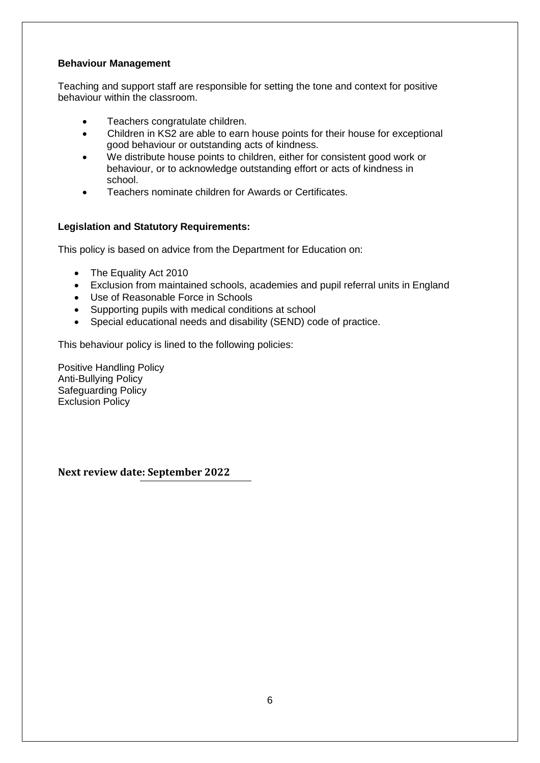**Behaviour Management**

Teaching and support staff are responsible for setting the tone and context for positive behaviour within the classroom.

- Teachers congratulate children.
- Children in KS2 are able to earn house points for their house for exceptional good behaviour or outstanding acts of kindness.
- We distribute house points to children, either for consistent good work or behaviour, or to acknowledge outstanding effort or acts of kindness in school.
- Teachers nominate children for Awards or Certificates.

**Legislation and Statutory Requirements:**

This policy is based on advice from the Department for Education on:

- The Equality Act 2010
- Exclusion from maintained schools, academies and pupil referral units in England
- Use of Reasonable Force in Schools
- Supporting pupils with medical conditions at school
- Special educational needs and disability (SEND) code of practice.

This behaviour policy is lined to the following policies:

Positive Handling Policy
Anti-Bullying Policy
Safeguarding Policy
Exclusion Policy

**Next review date: September 2022**